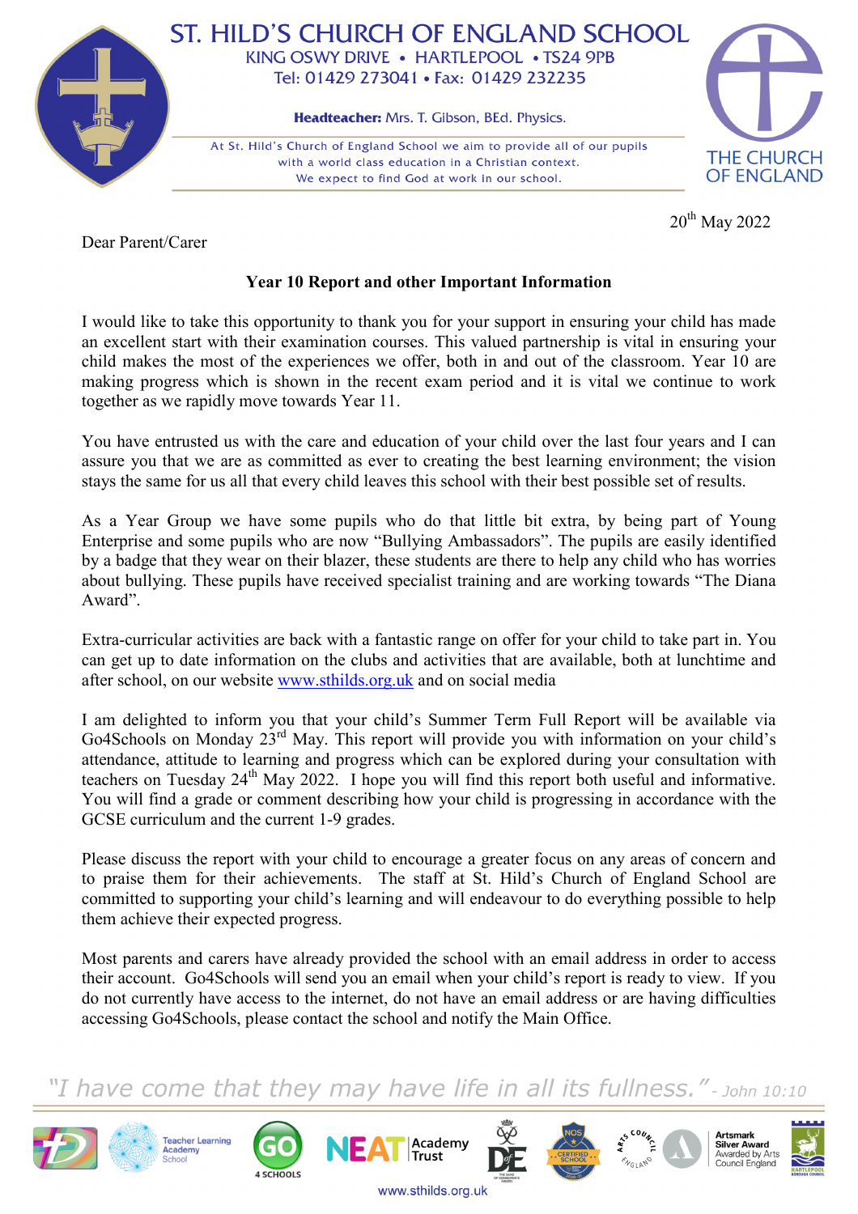# ST. HILD'S CHURCH OF ENGLAND SCHOOL

KING OSWY DRIVE • HARTLEPOOL • TS24 9PB
Tel: 01429 273041 • Fax: 01429 232235

**Headteacher:** Mrs. T. Gibson, BEd. Physics.

At St. Hild's Church of England School we aim to provide all of our pupils with a world class education in a Christian context.
We expect to find God at work in our school.

THE CHURCH OF ENGLAND

20th May 2022

Dear Parent/Carer

**Year 10 Report and other Important Information**

I would like to take this opportunity to thank you for your support in ensuring your child has made an excellent start with their examination courses. This valued partnership is vital in ensuring your child makes the most of the experiences we offer, both in and out of the classroom. Year 10 are making progress which is shown in the recent exam period and it is vital we continue to work together as we rapidly move towards Year 11.

You have entrusted us with the care and education of your child over the last four years and I can assure you that we are as committed as ever to creating the best learning environment; the vision stays the same for us all that every child leaves this school with their best possible set of results.

As a Year Group we have some pupils who do that little bit extra, by being part of Young Enterprise and some pupils who are now "Bullying Ambassadors". The pupils are easily identified by a badge that they wear on their blazer, these students are there to help any child who has worries about bullying. These pupils have received specialist training and are working towards "The Diana Award".

Extra-curricular activities are back with a fantastic range on offer for your child to take part in. You can get up to date information on the clubs and activities that are available, both at lunchtime and after school, on our website www.sthilds.org.uk and on social media

I am delighted to inform you that your child's Summer Term Full Report will be available via Go4Schools on Monday 23rd May. This report will provide you with information on your child's attendance, attitude to learning and progress which can be explored during your consultation with teachers on Tuesday 24th May 2022. I hope you will find this report both useful and informative. You will find a grade or comment describing how your child is progressing in accordance with the GCSE curriculum and the current 1-9 grades.

Please discuss the report with your child to encourage a greater focus on any areas of concern and to praise them for their achievements. The staff at St. Hild's Church of England School are committed to supporting your child's learning and will endeavour to do everything possible to help them achieve their expected progress.

Most parents and carers have already provided the school with an email address in order to access their account. Go4Schools will send you an email when your child's report is ready to view. If you do not currently have access to the internet, do not have an email address or are having difficulties accessing Go4Schools, please contact the school and notify the Main Office.

*"I have come that they may have life in all its fullness."* - John 10:10

Teacher Learning Academy School | GO 4 SCHOOLS | NEAT Academy Trust | Artsmark Silver Award Awarded by Arts Council England

www.sthilds.org.uk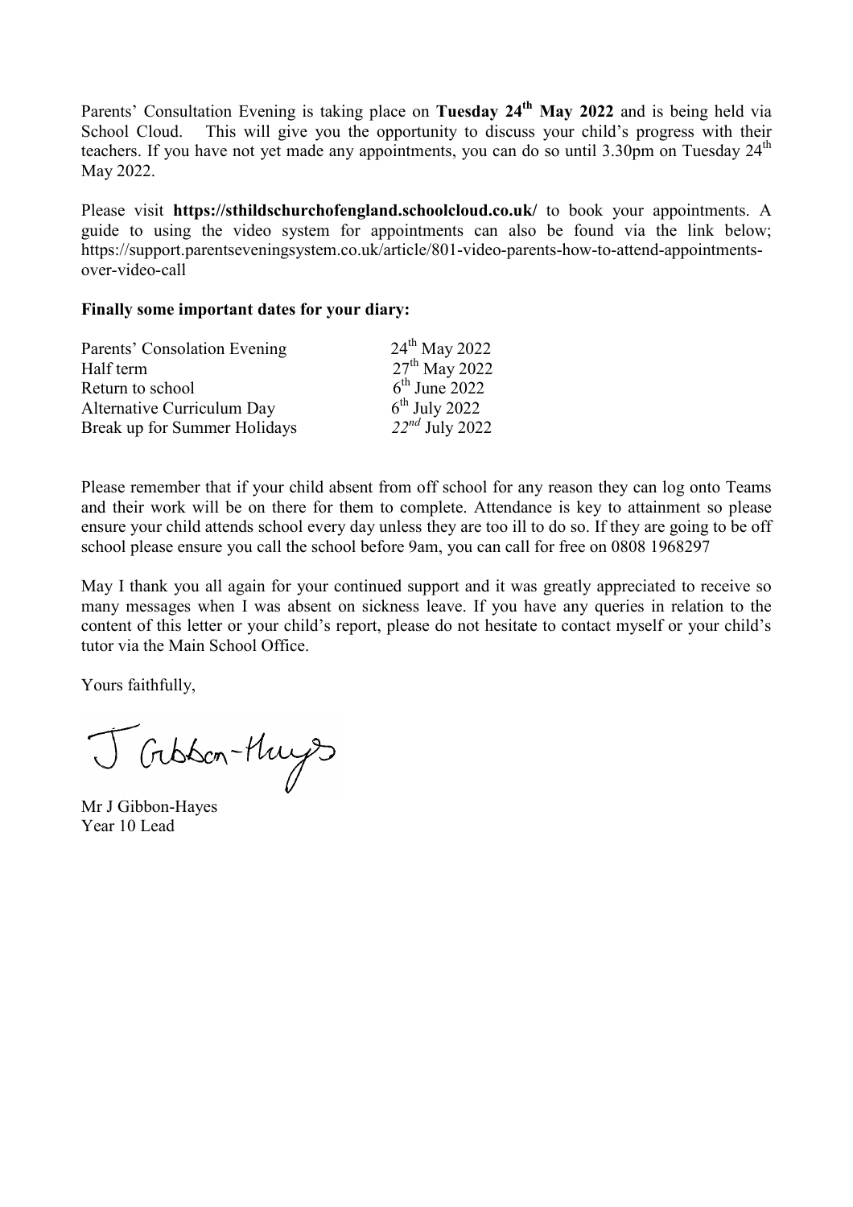Parents' Consultation Evening is taking place on **Tuesday 24th May 2022** and is being held via School Cloud. This will give you the opportunity to discuss your child's progress with their teachers. If you have not yet made any appointments, you can do so until 3.30pm on Tuesday 24th May 2022.

Please visit **https://sthildschurchofengland.schoolcloud.co.uk/** to book your appointments. A guide to using the video system for appointments can also be found via the link below; https://support.parentseveningsystem.co.uk/article/801-video-parents-how-to-attend-appointments-over-video-call

**Finally some important dates for your diary:**

| | |
|---|---|
| Parents' Consolation Evening | 24th May 2022 |
| Half term | 27th May 2022 |
| Return to school | 6th June 2022 |
| Alternative Curriculum Day | 6th July 2022 |
| Break up for Summer Holidays | *22nd* July 2022 |

Please remember that if your child absent from off school for any reason they can log onto Teams and their work will be on there for them to complete. Attendance is key to attainment so please ensure your child attends school every day unless they are too ill to do so. If they are going to be off school please ensure you call the school before 9am, you can call for free on 0808 1968297

May I thank you all again for your continued support and it was greatly appreciated to receive so many messages when I was absent on sickness leave. If you have any queries in relation to the content of this letter or your child's report, please do not hesitate to contact myself or your child's tutor via the Main School Office.

Yours faithfully,

J Gibbon-Hayes

Mr J Gibbon-Hayes
Year 10 Lead